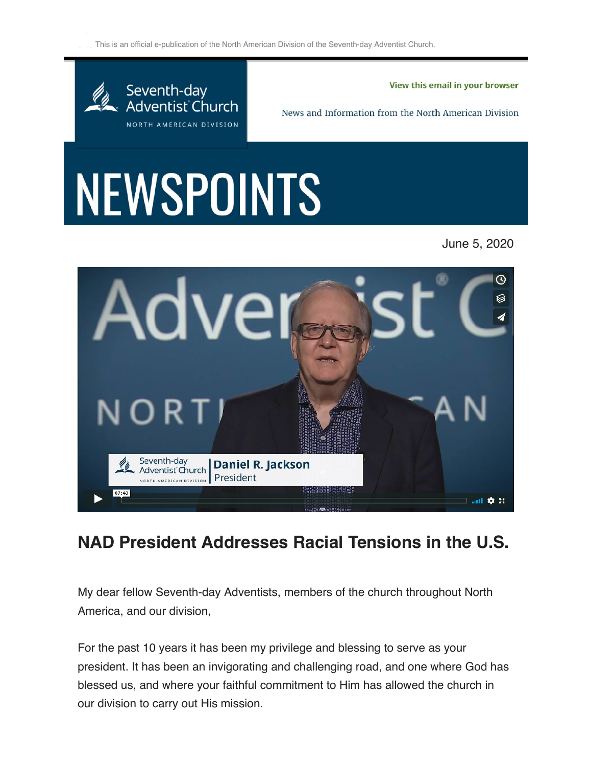This is an official e-publication of the North American Division of the Seventh-day Adventist Church.

Seventh-day Adventist Church
NORTH AMERICAN DIVISION

View this email in your browser

News and Information from the North American Division

# NEWSPOINTS

June 5, 2020

## NAD President Addresses Racial Tensions in the U.S.

My dear fellow Seventh-day Adventists, members of the church throughout North America, and our division,

For the past 10 years it has been my privilege and blessing to serve as your president. It has been an invigorating and challenging road, and one where God has blessed us, and where your faithful commitment to Him has allowed the church in our division to carry out His mission.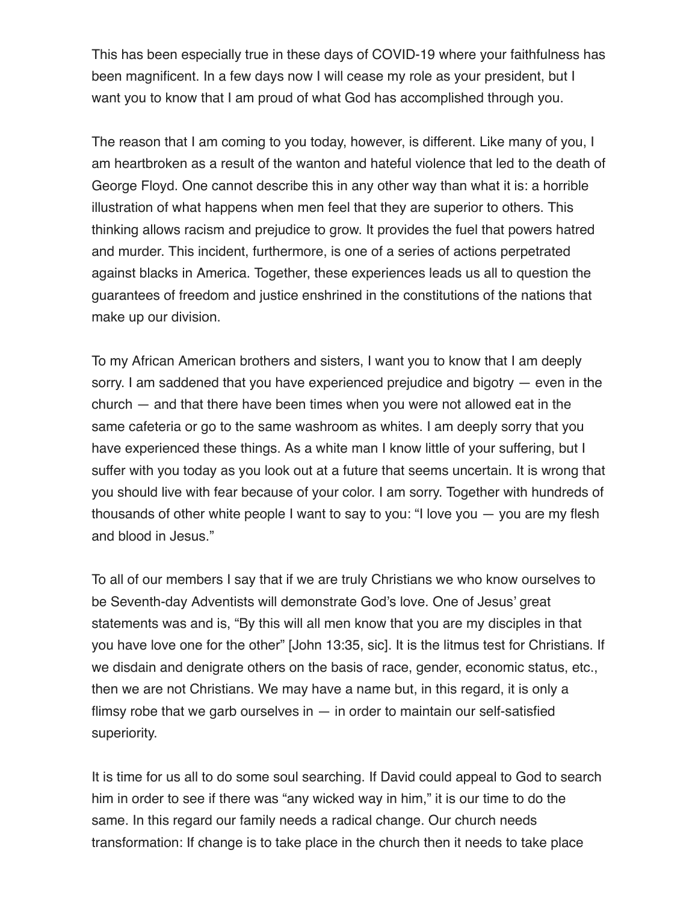This has been especially true in these days of COVID-19 where your faithfulness has been magnificent. In a few days now I will cease my role as your president, but I want you to know that I am proud of what God has accomplished through you.

The reason that I am coming to you today, however, is different. Like many of you, I am heartbroken as a result of the wanton and hateful violence that led to the death of George Floyd. One cannot describe this in any other way than what it is: a horrible illustration of what happens when men feel that they are superior to others. This thinking allows racism and prejudice to grow. It provides the fuel that powers hatred and murder. This incident, furthermore, is one of a series of actions perpetrated against blacks in America. Together, these experiences leads us all to question the guarantees of freedom and justice enshrined in the constitutions of the nations that make up our division.

To my African American brothers and sisters, I want you to know that I am deeply sorry. I am saddened that you have experienced prejudice and bigotry — even in the church — and that there have been times when you were not allowed eat in the same cafeteria or go to the same washroom as whites. I am deeply sorry that you have experienced these things. As a white man I know little of your suffering, but I suffer with you today as you look out at a future that seems uncertain. It is wrong that you should live with fear because of your color. I am sorry. Together with hundreds of thousands of other white people I want to say to you: "I love you — you are my flesh and blood in Jesus."

To all of our members I say that if we are truly Christians we who know ourselves to be Seventh-day Adventists will demonstrate God's love. One of Jesus' great statements was and is, "By this will all men know that you are my disciples in that you have love one for the other" [John 13:35, sic]. It is the litmus test for Christians. If we disdain and denigrate others on the basis of race, gender, economic status, etc., then we are not Christians. We may have a name but, in this regard, it is only a flimsy robe that we garb ourselves in — in order to maintain our self-satisfied superiority.

It is time for us all to do some soul searching. If David could appeal to God to search him in order to see if there was "any wicked way in him," it is our time to do the same. In this regard our family needs a radical change. Our church needs transformation: If change is to take place in the church then it needs to take place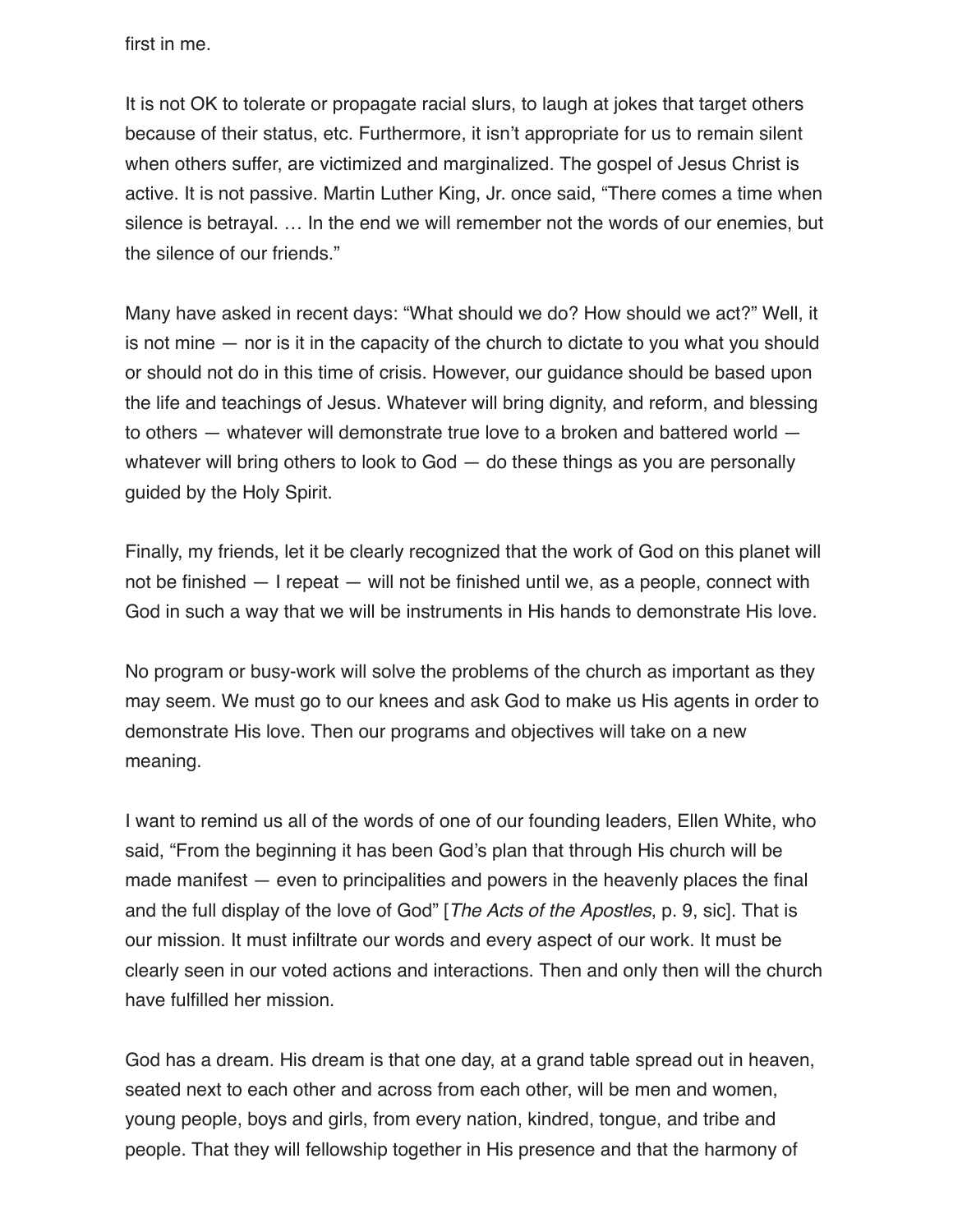first in me.

It is not OK to tolerate or propagate racial slurs, to laugh at jokes that target others because of their status, etc. Furthermore, it isn't appropriate for us to remain silent when others suffer, are victimized and marginalized. The gospel of Jesus Christ is active. It is not passive. Martin Luther King, Jr. once said, "There comes a time when silence is betrayal. … In the end we will remember not the words of our enemies, but the silence of our friends."

Many have asked in recent days: "What should we do? How should we act?" Well, it is not mine — nor is it in the capacity of the church to dictate to you what you should or should not do in this time of crisis. However, our guidance should be based upon the life and teachings of Jesus. Whatever will bring dignity, and reform, and blessing to others — whatever will demonstrate true love to a broken and battered world — whatever will bring others to look to God — do these things as you are personally guided by the Holy Spirit.

Finally, my friends, let it be clearly recognized that the work of God on this planet will not be finished — I repeat — will not be finished until we, as a people, connect with God in such a way that we will be instruments in His hands to demonstrate His love.

No program or busy-work will solve the problems of the church as important as they may seem. We must go to our knees and ask God to make us His agents in order to demonstrate His love. Then our programs and objectives will take on a new meaning.

I want to remind us all of the words of one of our founding leaders, Ellen White, who said, "From the beginning it has been God's plan that through His church will be made manifest — even to principalities and powers in the heavenly places the final and the full display of the love of God" [*The Acts of the Apostles*, p. 9, sic]. That is our mission. It must infiltrate our words and every aspect of our work. It must be clearly seen in our voted actions and interactions. Then and only then will the church have fulfilled her mission.

God has a dream. His dream is that one day, at a grand table spread out in heaven, seated next to each other and across from each other, will be men and women, young people, boys and girls, from every nation, kindred, tongue, and tribe and people. That they will fellowship together in His presence and that the harmony of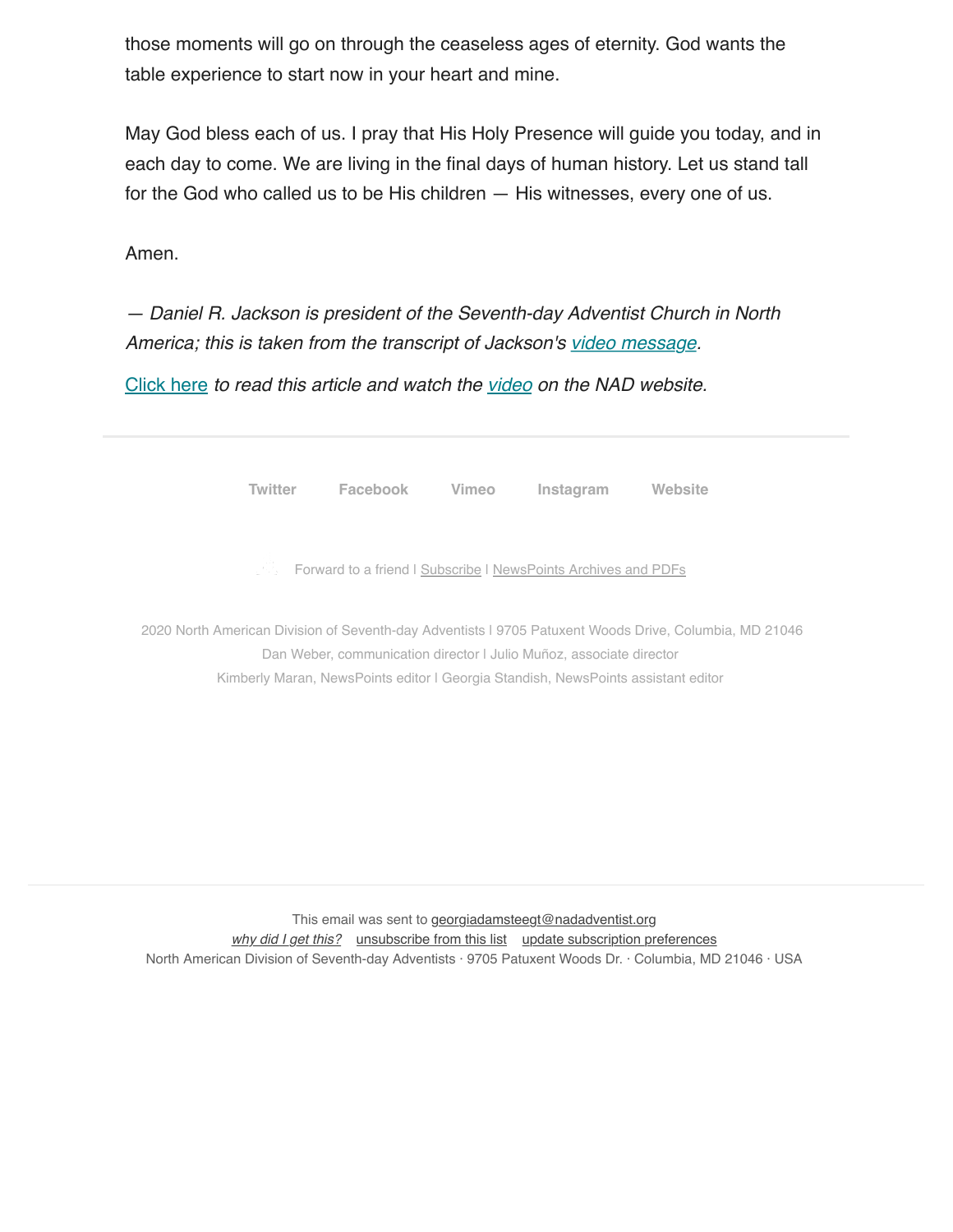those moments will go on through the ceaseless ages of eternity. God wants the table experience to start now in your heart and mine.

May God bless each of us. I pray that His Holy Presence will guide you today, and in each day to come. We are living in the final days of human history. Let us stand tall for the God who called us to be His children — His witnesses, every one of us.

Amen.

*— Daniel R. Jackson is president of the Seventh-day Adventist Church in North America; this is taken from the transcript of Jackson's video message.*

Click here *to read this article and watch the* video *on the NAD website.*

---

Twitter Facebook Vimeo Instagram Website

Forward to a friend | Subscribe | NewsPoints Archives and PDFs

2020 North American Division of Seventh-day Adventists | 9705 Patuxent Woods Drive, Columbia, MD 21046
Dan Weber, communication director | Julio Muñoz, associate director
Kimberly Maran, NewsPoints editor | Georgia Standish, NewsPoints assistant editor

---

This email was sent to georgiadamsteegt@nadadventist.org
*why did I get this?* unsubscribe from this list update subscription preferences
North American Division of Seventh-day Adventists · 9705 Patuxent Woods Dr. · Columbia, MD 21046 · USA